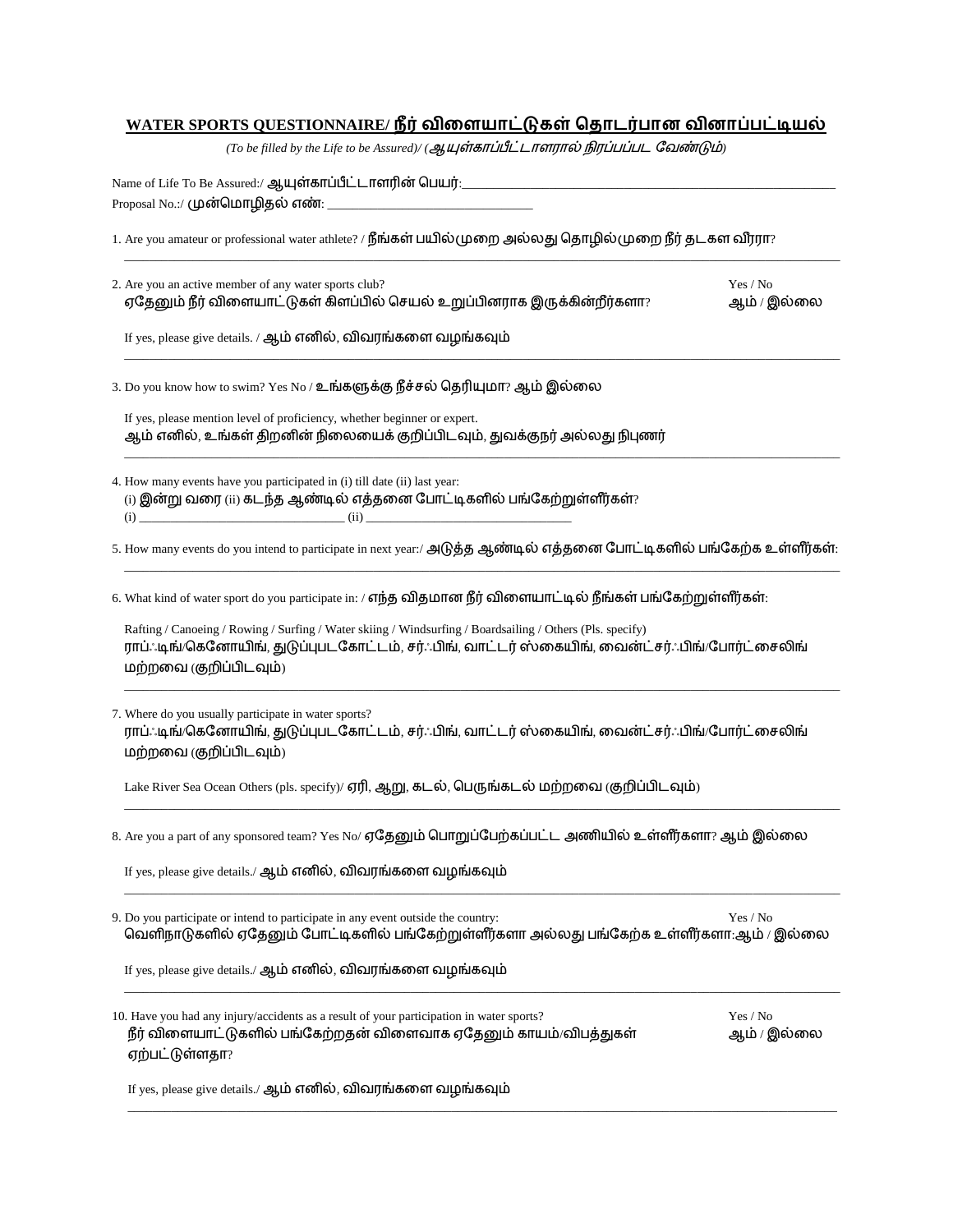## WATER SPORTS QUESTIONNAIRE/ நீர் விளையாட்டுகள் தொடர்பான வினாப்பட்டியல்

*(To be filled by the Life to be Assured)/ (ஆயுள்காப்பீட்டாளரால் நிரப்பப்பட வேண்டும்)*

Name of Life To Be Assured:/ ஆயுள்காப்பீட்டாளரின் பெயர்:____________________________________________________________

Proposal No.:/ முன்மொழிதல் எண்: ________________________________

1. Are you amateur or professional water athlete? / நீங்கள் பயில்முறை அல்லது தொழில்முறை நீர் தடகள வீரரா?

___________________________________________________________________________________________

2. Are you an active member of any water sports club? Yes / No
ஏதேனும் நீர் விளையாட்டுகள் கிளப்பில் செயல் உறுப்பினராக இருக்கின்றீர்களா? ஆம் / இல்லை

   If yes, please give details. / ஆம் எனில், விவரங்களை வழங்கவும்

___________________________________________________________________________________________

3. Do you know how to swim? Yes No / உங்களுக்கு நீச்சல் தெரியுமா? ஆம் இல்லை

   If yes, please mention level of proficiency, whether beginner or expert.
   ஆம் எனில், உங்கள் திறனின் நிலையைக் குறிப்பிடவும், துவக்குநர் அல்லது நிபுணர்

___________________________________________________________________________________________

4. How many events have you participated in (i) till date (ii) last year:
(i) இன்று வரை (ii) கடந்த ஆண்டில் எத்தனை போட்டிகளில் பங்கேற்றுள்ளீர்கள்?
(i) ________________________________ (ii) ________________________________

5. How many events do you intend to participate in next year:/ அடுத்த ஆண்டில் எத்தனை போட்டிகளில் பங்கேற்க உள்ளீர்கள்:

___________________________________________________________________________________________

6. What kind of water sport do you participate in: / எந்த விதமான நீர் விளையாட்டில் நீங்கள் பங்கேற்றுள்ளீர்கள்:

   Rafting / Canoeing / Rowing / Surfing / Water skiing / Windsurfing / Boardsailing / Others (Pls. specify)
   ராப்ஃடிங்/கெனோயிங், துடுப்புபடகோட்டம், சர்ஃபிங், வாட்டர் ஸ்கையிங், வைன்ட்சர்ஃபிங்/போர்ட்சைலிங் மற்றவை (குறிப்பிடவும்)

___________________________________________________________________________________________

7. Where do you usually participate in water sports?
ராப்ஃடிங்/கெனோயிங், துடுப்புபடகோட்டம், சர்ஃபிங், வாட்டர் ஸ்கையிங், வைன்ட்சர்ஃபிங்/போர்ட்சைலிங் மற்றவை (குறிப்பிடவும்)

   Lake River Sea Ocean Others (pls. specify)/ ஏரி, ஆறு, கடல், பெருங்கடல் மற்றவை (குறிப்பிடவும்)

___________________________________________________________________________________________

8. Are you a part of any sponsored team? Yes No/ ஏதேனும் பொறுப்பேற்கப்பட்ட அணியில் உள்ளீர்களா? ஆம் இல்லை

   If yes, please give details./ ஆம் எனில், விவரங்களை வழங்கவும்

___________________________________________________________________________________________

9. Do you participate or intend to participate in any event outside the country: Yes / No
வெளிநாடுகளில் ஏதேனும் போட்டிகளில் பங்கேற்றுள்ளீர்களா அல்லது பங்கேற்க உள்ளீர்களா:ஆம் / இல்லை

   If yes, please give details./ ஆம் எனில், விவரங்களை வழங்கவும்

___________________________________________________________________________________________

10. Have you had any injury/accidents as a result of your participation in water sports? Yes / No
நீர் விளையாட்டுகளில் பங்கேற்றதன் விளைவாக ஏதேனும் காயம்/விபத்துகள் ஏற்பட்டுள்ளதா? ஆம் / இல்லை

   If yes, please give details./ ஆம் எனில், விவரங்களை வழங்கவும்

___________________________________________________________________________________________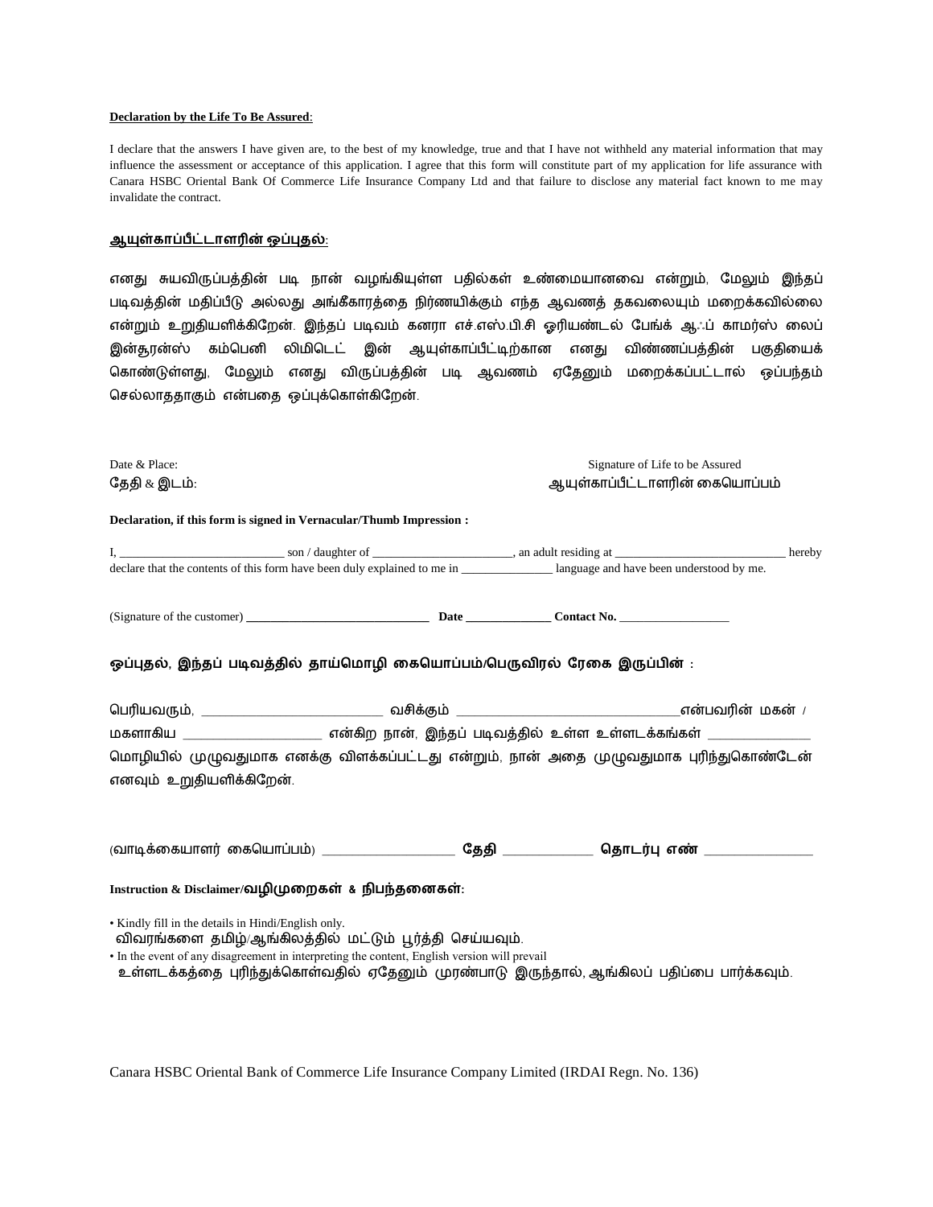**Declaration by the Life To Be Assured**:

I declare that the answers I have given are, to the best of my knowledge, true and that I have not withheld any material information that may influence the assessment or acceptance of this application. I agree that this form will constitute part of my application for life assurance with Canara HSBC Oriental Bank Of Commerce Life Insurance Company Ltd and that failure to disclose any material fact known to me may invalidate the contract.

**ஆயுள்காப்பீட்டாளரின் ஒப்புதல்**:

எனது சுயவிருப்பத்தின் படி நான் வழங்கியுள்ள பதில்கள் உண்மையானவை என்றும், மேலும் இந்தப் படிவத்தின் மதிப்பீடு அல்லது அங்கீகாரத்தை நிர்ணயிக்கும் எந்த ஆவணத் தகவலையும் மறைக்கவில்லை என்றும் உறுதியளிக்கிறேன். இந்தப் படிவம் கனரா எச்.எஸ்.பி.சி ஓரியண்டல் பேங்க் ஆ்ப் காமர்ஸ் லைப் இன்சூரன்ஸ் கம்பெனி லிமிடெட் இன் ஆயுள்காப்பீட்டிற்கான எனது விண்ணப்பத்தின் பகுதியைக் கொண்டுள்ளது, மேலும் எனது விருப்பத்தின் படி ஆவணம் ஏதேனும் மறைக்கப்பட்டால் ஒப்பந்தம் செல்லாததாகும் என்பதை ஒப்புக்கொள்கிறேன்.

Date & Place:
தேதி & இடம்:

Signature of Life to be Assured
ஆயுள்காப்பீட்டாளரின் கையொப்பம்

**Declaration, if this form is signed in Vernacular/Thumb Impression :**

I, __________________________ son / daughter of ______________________, an adult residing at ____________________________ hereby declare that the contents of this form have been duly explained to me in _______________ language and have been understood by me.

(Signature of the customer) ______________________________ **Date** ______________ **Contact No.** __________________

**ஒப்புதல், இந்தப் படிவத்தில் தாய்மொழி கையொப்பம்/பெருவிரல் ரேகை இருப்பின்** :

பெரியவரும், _________________________ வசிக்கும் ______________________________என்பவரின் மகன் / மகளாகிய ___________________ என்கிற நான், இந்தப் படிவத்தில் உள்ள உள்ளடக்கங்கள் ______________ மொழியில் முழுவதுமாக எனக்கு விளக்கப்பட்டது என்றும், நான் அதை முழுவதுமாக புரிந்துகொண்டேன் எனவும் உறுதியளிக்கிறேன்.

(வாடிக்கையாளர் கையொப்பம்) __________________ **தேதி** ____________ **தொடர்பு எண்** ______________

**Instruction & Disclaimer/வழிமுறைகள் & நிபந்தனைகள்:**

- Kindly fill in the details in Hindi/English only.
  விவரங்களை தமிழ்/ஆங்கிலத்தில் மட்டும் பூர்த்தி செய்யவும்.
- In the event of any disagreement in interpreting the content, English version will prevail
  உள்ளடக்கத்தை புரிந்துக்கொள்வதில் ஏதேனும் முரண்பாடு இருந்தால், ஆங்கிலப் பதிப்பை பார்க்கவும்.

Canara HSBC Oriental Bank of Commerce Life Insurance Company Limited (IRDAI Regn. No. 136)